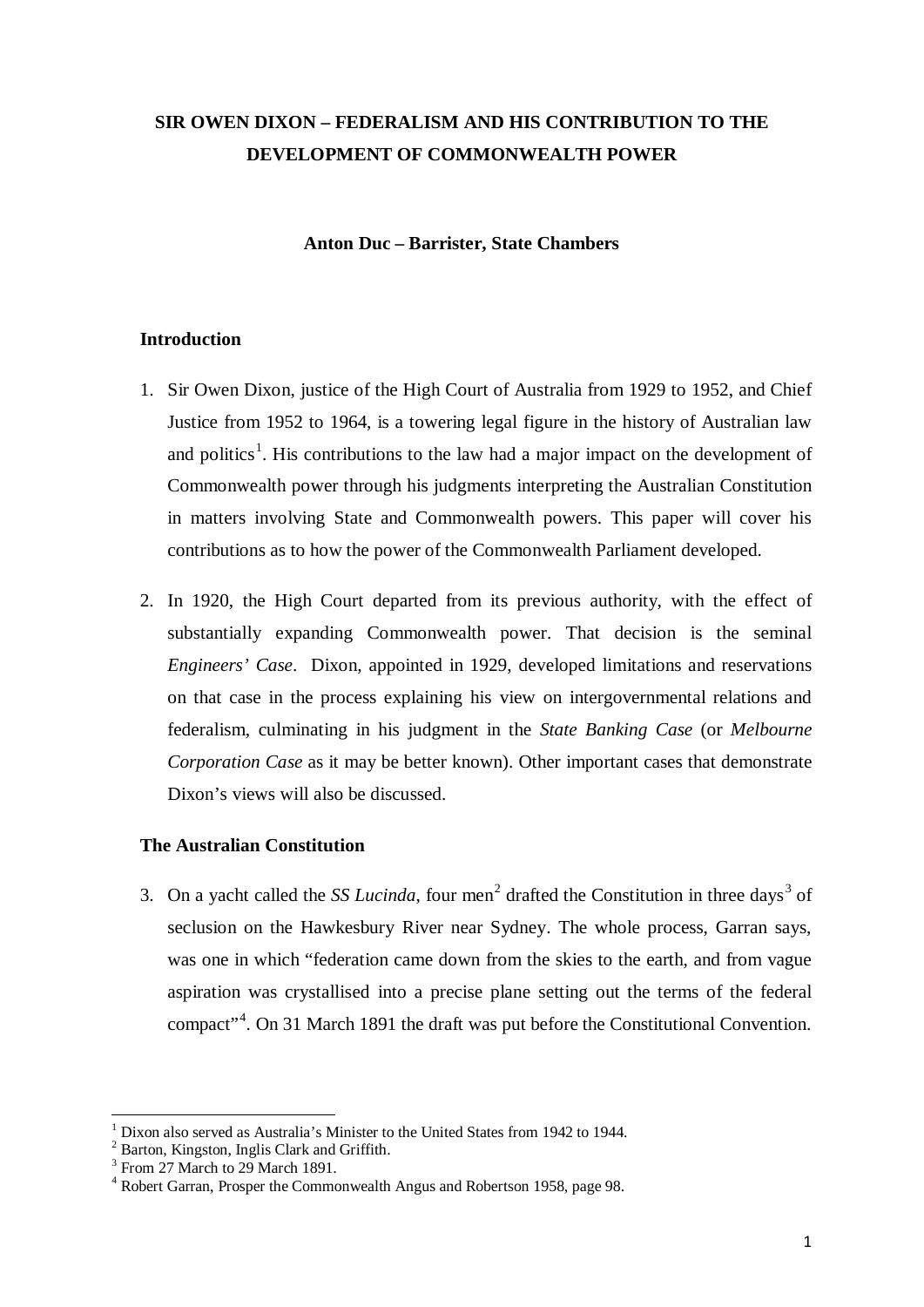# SIR OWEN DIXON – FEDERALISM AND HIS CONTRIBUTION TO THE DEVELOPMENT OF COMMONWEALTH POWER

**Anton Duc – Barrister, State Chambers**

## Introduction

1. Sir Owen Dixon, justice of the High Court of Australia from 1929 to 1952, and Chief Justice from 1952 to 1964, is a towering legal figure in the history of Australian law and politics[1]. His contributions to the law had a major impact on the development of Commonwealth power through his judgments interpreting the Australian Constitution in matters involving State and Commonwealth powers. This paper will cover his contributions as to how the power of the Commonwealth Parliament developed.

2. In 1920, the High Court departed from its previous authority, with the effect of substantially expanding Commonwealth power. That decision is the seminal *Engineers' Case*. Dixon, appointed in 1929, developed limitations and reservations on that case in the process explaining his view on intergovernmental relations and federalism, culminating in his judgment in the *State Banking Case* (or *Melbourne Corporation Case* as it may be better known). Other important cases that demonstrate Dixon's views will also be discussed.

## The Australian Constitution

3. On a yacht called the *SS Lucinda*, four men[2] drafted the Constitution in three days[3] of seclusion on the Hawkesbury River near Sydney. The whole process, Garran says, was one in which "federation came down from the skies to the earth, and from vague aspiration was crystallised into a precise plane setting out the terms of the federal compact"[4]. On 31 March 1891 the draft was put before the Constitutional Convention.

---

[1] Dixon also served as Australia's Minister to the United States from 1942 to 1944.

[2] Barton, Kingston, Inglis Clark and Griffith.

[3] From 27 March to 29 March 1891.

[4] Robert Garran, Prosper the Commonwealth Angus and Robertson 1958, page 98.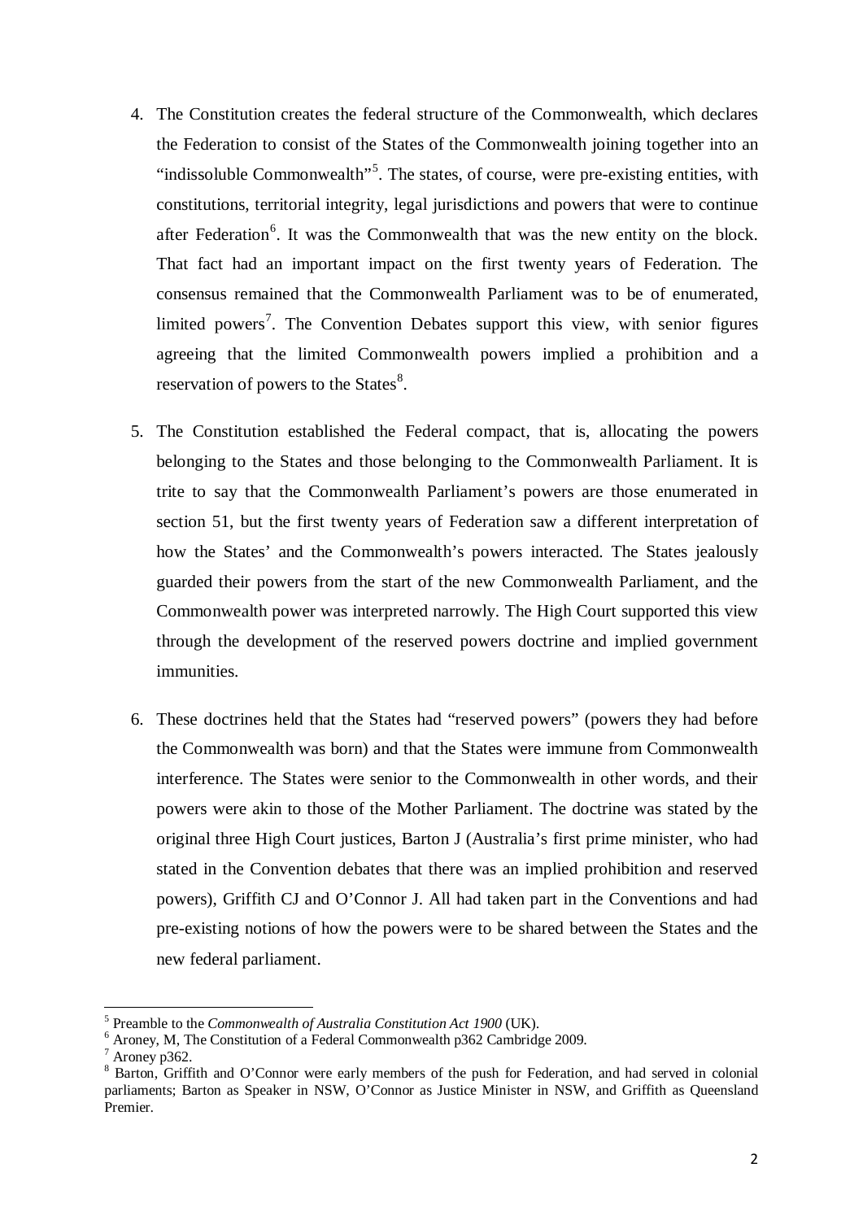4. The Constitution creates the federal structure of the Commonwealth, which declares the Federation to consist of the States of the Commonwealth joining together into an "indissoluble Commonwealth"[5]. The states, of course, were pre-existing entities, with constitutions, territorial integrity, legal jurisdictions and powers that were to continue after Federation[6]. It was the Commonwealth that was the new entity on the block. That fact had an important impact on the first twenty years of Federation. The consensus remained that the Commonwealth Parliament was to be of enumerated, limited powers[7]. The Convention Debates support this view, with senior figures agreeing that the limited Commonwealth powers implied a prohibition and a reservation of powers to the States[8].

5. The Constitution established the Federal compact, that is, allocating the powers belonging to the States and those belonging to the Commonwealth Parliament. It is trite to say that the Commonwealth Parliament's powers are those enumerated in section 51, but the first twenty years of Federation saw a different interpretation of how the States' and the Commonwealth's powers interacted. The States jealously guarded their powers from the start of the new Commonwealth Parliament, and the Commonwealth power was interpreted narrowly. The High Court supported this view through the development of the reserved powers doctrine and implied government immunities.

6. These doctrines held that the States had "reserved powers" (powers they had before the Commonwealth was born) and that the States were immune from Commonwealth interference. The States were senior to the Commonwealth in other words, and their powers were akin to those of the Mother Parliament. The doctrine was stated by the original three High Court justices, Barton J (Australia's first prime minister, who had stated in the Convention debates that there was an implied prohibition and reserved powers), Griffith CJ and O'Connor J. All had taken part in the Conventions and had pre-existing notions of how the powers were to be shared between the States and the new federal parliament.

---

[5] Preamble to the *Commonwealth of Australia Constitution Act 1900* (UK).

[6] Aroney, M, The Constitution of a Federal Commonwealth p362 Cambridge 2009.

[7] Aroney p362.

[8] Barton, Griffith and O'Connor were early members of the push for Federation, and had served in colonial parliaments; Barton as Speaker in NSW, O'Connor as Justice Minister in NSW, and Griffith as Queensland Premier.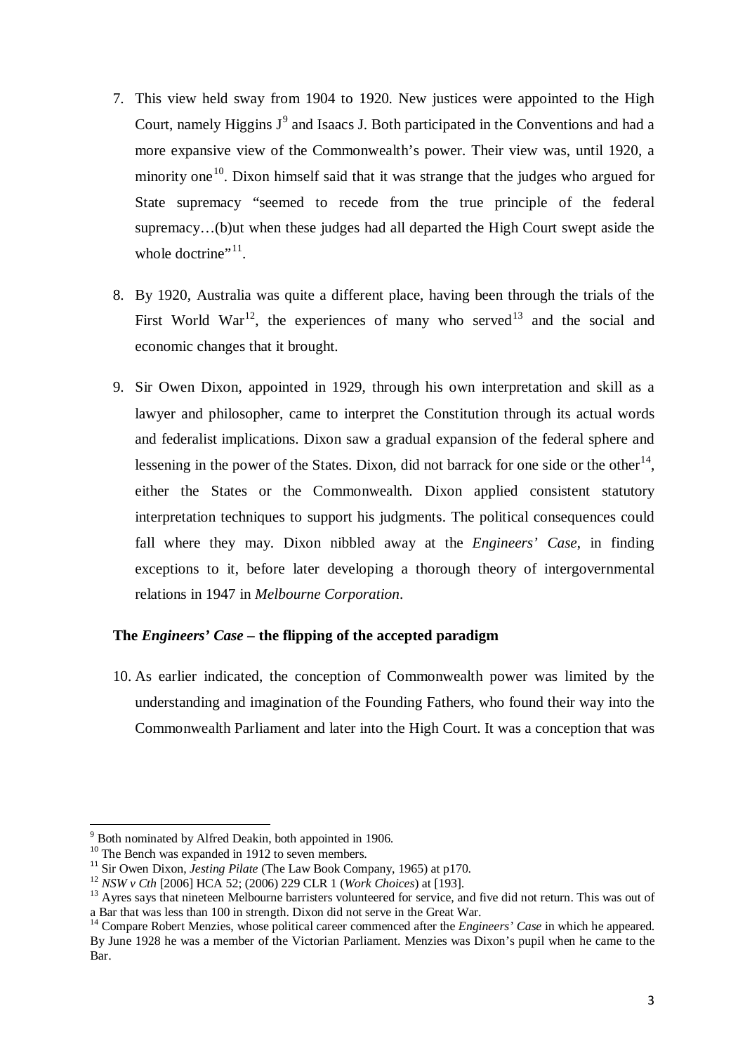7. This view held sway from 1904 to 1920. New justices were appointed to the High Court, namely Higgins J[9] and Isaacs J. Both participated in the Conventions and had a more expansive view of the Commonwealth's power. Their view was, until 1920, a minority one[10]. Dixon himself said that it was strange that the judges who argued for State supremacy "seemed to recede from the true principle of the federal supremacy…(b)ut when these judges had all departed the High Court swept aside the whole doctrine"[11].

8. By 1920, Australia was quite a different place, having been through the trials of the First World War[12], the experiences of many who served[13] and the social and economic changes that it brought.

9. Sir Owen Dixon, appointed in 1929, through his own interpretation and skill as a lawyer and philosopher, came to interpret the Constitution through its actual words and federalist implications. Dixon saw a gradual expansion of the federal sphere and lessening in the power of the States. Dixon, did not barrack for one side or the other[14], either the States or the Commonwealth. Dixon applied consistent statutory interpretation techniques to support his judgments. The political consequences could fall where they may. Dixon nibbled away at the *Engineers' Case*, in finding exceptions to it, before later developing a thorough theory of intergovernmental relations in 1947 in *Melbourne Corporation*.

### The *Engineers' Case* – the flipping of the accepted paradigm

10. As earlier indicated, the conception of Commonwealth power was limited by the understanding and imagination of the Founding Fathers, who found their way into the Commonwealth Parliament and later into the High Court. It was a conception that was

---

[9] Both nominated by Alfred Deakin, both appointed in 1906.

[10] The Bench was expanded in 1912 to seven members.

[11] Sir Owen Dixon, *Jesting Pilate* (The Law Book Company, 1965) at p170.

[12] *NSW v Cth* [2006] HCA 52; (2006) 229 CLR 1 (*Work Choices*) at [193].

[13] Ayres says that nineteen Melbourne barristers volunteered for service, and five did not return. This was out of a Bar that was less than 100 in strength. Dixon did not serve in the Great War.

[14] Compare Robert Menzies, whose political career commenced after the *Engineers' Case* in which he appeared. By June 1928 he was a member of the Victorian Parliament. Menzies was Dixon's pupil when he came to the Bar.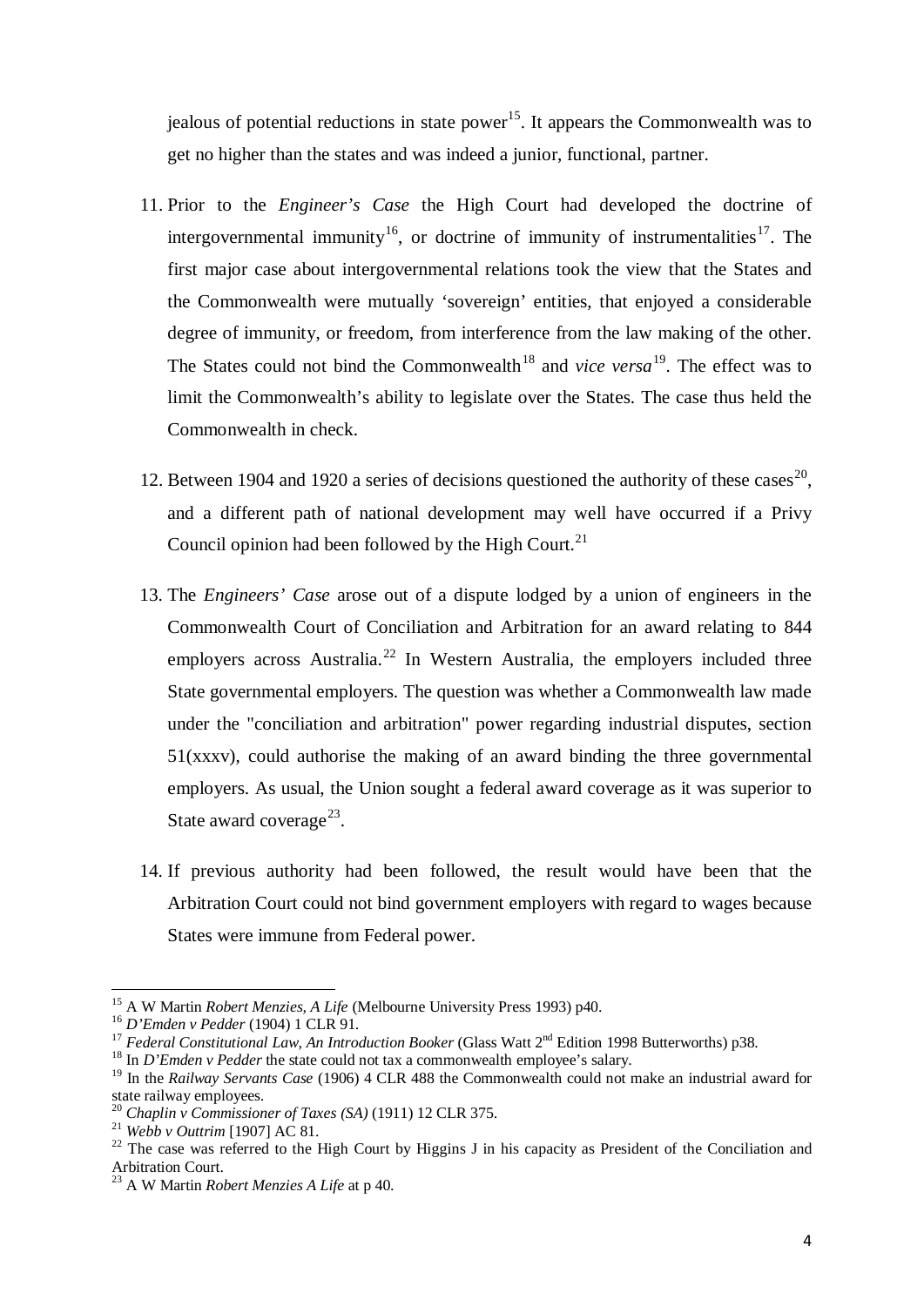jealous of potential reductions in state power[15]. It appears the Commonwealth was to get no higher than the states and was indeed a junior, functional, partner.

11. Prior to the *Engineer's Case* the High Court had developed the doctrine of intergovernmental immunity[16], or doctrine of immunity of instrumentalities[17]. The first major case about intergovernmental relations took the view that the States and the Commonwealth were mutually 'sovereign' entities, that enjoyed a considerable degree of immunity, or freedom, from interference from the law making of the other. The States could not bind the Commonwealth[18] and *vice versa*[19]. The effect was to limit the Commonwealth's ability to legislate over the States. The case thus held the Commonwealth in check.

12. Between 1904 and 1920 a series of decisions questioned the authority of these cases[20], and a different path of national development may well have occurred if a Privy Council opinion had been followed by the High Court.[21]

13. The *Engineers' Case* arose out of a dispute lodged by a union of engineers in the Commonwealth Court of Conciliation and Arbitration for an award relating to 844 employers across Australia.[22] In Western Australia, the employers included three State governmental employers. The question was whether a Commonwealth law made under the "conciliation and arbitration" power regarding industrial disputes, section 51(xxxv), could authorise the making of an award binding the three governmental employers. As usual, the Union sought a federal award coverage as it was superior to State award coverage[23].

14. If previous authority had been followed, the result would have been that the Arbitration Court could not bind government employers with regard to wages because States were immune from Federal power.

---

[15] A W Martin *Robert Menzies, A Life* (Melbourne University Press 1993) p40.

[16] *D'Emden v Pedder* (1904) 1 CLR 91.

[17] *Federal Constitutional Law, An Introduction Booker* (Glass Watt 2nd Edition 1998 Butterworths) p38.

[18] In *D'Emden v Pedder* the state could not tax a commonwealth employee's salary.

[19] In the *Railway Servants Case* (1906) 4 CLR 488 the Commonwealth could not make an industrial award for state railway employees.

[20] *Chaplin v Commissioner of Taxes (SA)* (1911) 12 CLR 375.

[21] *Webb v Outtrim* [1907] AC 81.

[22] The case was referred to the High Court by Higgins J in his capacity as President of the Conciliation and Arbitration Court.

[23] A W Martin *Robert Menzies A Life* at p 40.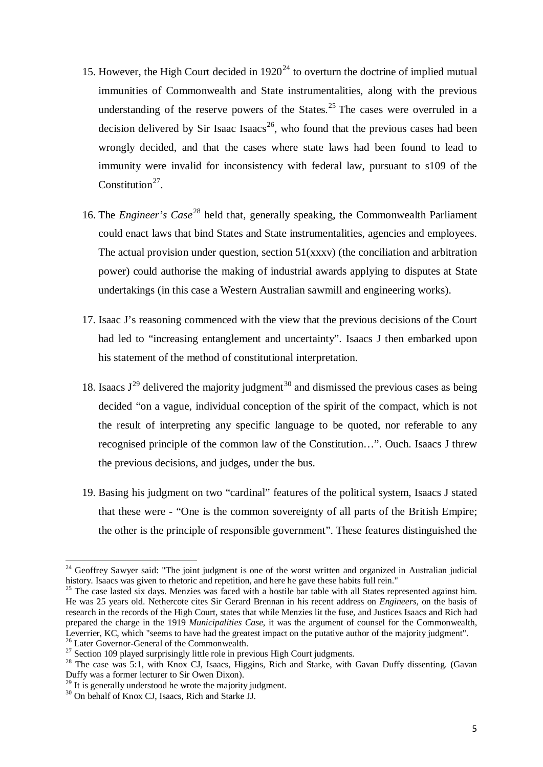15. However, the High Court decided in 1920[24] to overturn the doctrine of implied mutual immunities of Commonwealth and State instrumentalities, along with the previous understanding of the reserve powers of the States.[25] The cases were overruled in a decision delivered by Sir Isaac Isaacs[26], who found that the previous cases had been wrongly decided, and that the cases where state laws had been found to lead to immunity were invalid for inconsistency with federal law, pursuant to s109 of the Constitution[27].

16. The *Engineer's Case*[28] held that, generally speaking, the Commonwealth Parliament could enact laws that bind States and State instrumentalities, agencies and employees. The actual provision under question, section 51(xxxv) (the conciliation and arbitration power) could authorise the making of industrial awards applying to disputes at State undertakings (in this case a Western Australian sawmill and engineering works).

17. Isaac J's reasoning commenced with the view that the previous decisions of the Court had led to "increasing entanglement and uncertainty". Isaacs J then embarked upon his statement of the method of constitutional interpretation.

18. Isaacs J[29] delivered the majority judgment[30] and dismissed the previous cases as being decided "on a vague, individual conception of the spirit of the compact, which is not the result of interpreting any specific language to be quoted, nor referable to any recognised principle of the common law of the Constitution…". Ouch. Isaacs J threw the previous decisions, and judges, under the bus.

19. Basing his judgment on two "cardinal" features of the political system, Isaacs J stated that these were - "One is the common sovereignty of all parts of the British Empire; the other is the principle of responsible government". These features distinguished the

---

[24] Geoffrey Sawyer said: "The joint judgment is one of the worst written and organized in Australian judicial history. Isaacs was given to rhetoric and repetition, and here he gave these habits full rein."

[25] The case lasted six days. Menzies was faced with a hostile bar table with all States represented against him. He was 25 years old. Nethercote cites Sir Gerard Brennan in his recent address on *Engineers*, on the basis of research in the records of the High Court, states that while Menzies lit the fuse, and Justices Isaacs and Rich had prepared the charge in the 1919 *Municipalities Case*, it was the argument of counsel for the Commonwealth, Leverrier, KC, which "seems to have had the greatest impact on the putative author of the majority judgment".

[26] Later Governor-General of the Commonwealth.

[27] Section 109 played surprisingly little role in previous High Court judgments.

[28] The case was 5:1, with Knox CJ, Isaacs, Higgins, Rich and Starke, with Gavan Duffy dissenting. (Gavan Duffy was a former lecturer to Sir Owen Dixon).

[29] It is generally understood he wrote the majority judgment.

[30] On behalf of Knox CJ, Isaacs, Rich and Starke JJ.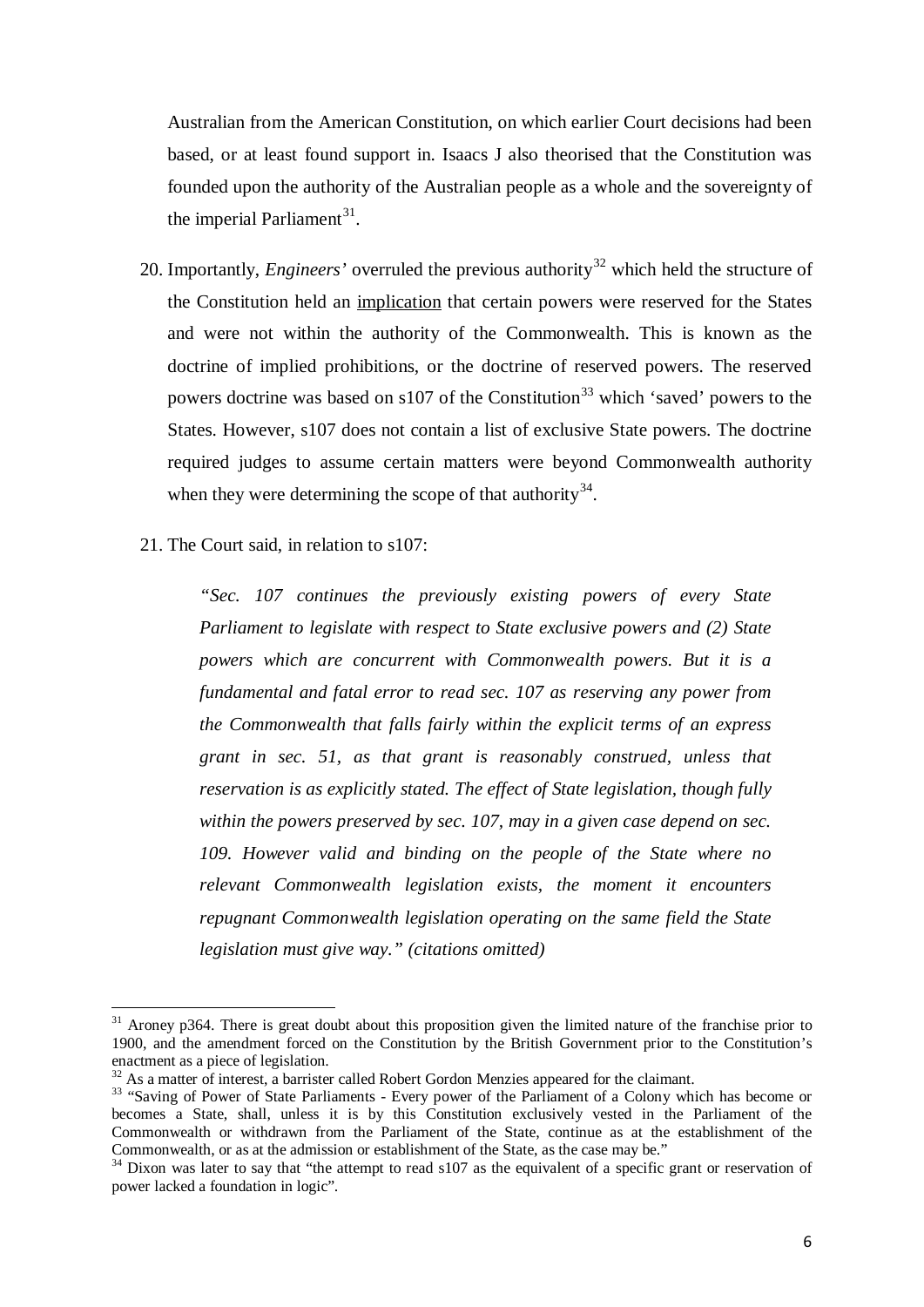Australian from the American Constitution, on which earlier Court decisions had been based, or at least found support in. Isaacs J also theorised that the Constitution was founded upon the authority of the Australian people as a whole and the sovereignty of the imperial Parliament[31].

20. Importantly, *Engineers'* overruled the previous authority[32] which held the structure of the Constitution held an <u>implication</u> that certain powers were reserved for the States and were not within the authority of the Commonwealth. This is known as the doctrine of implied prohibitions, or the doctrine of reserved powers. The reserved powers doctrine was based on s107 of the Constitution[33] which 'saved' powers to the States. However, s107 does not contain a list of exclusive State powers. The doctrine required judges to assume certain matters were beyond Commonwealth authority when they were determining the scope of that authority[34].

21. The Court said, in relation to s107:

> *"Sec. 107 continues the previously existing powers of every State Parliament to legislate with respect to State exclusive powers and (2) State powers which are concurrent with Commonwealth powers. But it is a fundamental and fatal error to read sec. 107 as reserving any power from the Commonwealth that falls fairly within the explicit terms of an express grant in sec. 51, as that grant is reasonably construed, unless that reservation is as explicitly stated. The effect of State legislation, though fully within the powers preserved by sec. 107, may in a given case depend on sec. 109. However valid and binding on the people of the State where no relevant Commonwealth legislation exists, the moment it encounters repugnant Commonwealth legislation operating on the same field the State legislation must give way." (citations omitted)*

---

[31] Aroney p364. There is great doubt about this proposition given the limited nature of the franchise prior to 1900, and the amendment forced on the Constitution by the British Government prior to the Constitution's enactment as a piece of legislation.

[32] As a matter of interest, a barrister called Robert Gordon Menzies appeared for the claimant.

[33] "Saving of Power of State Parliaments - Every power of the Parliament of a Colony which has become or becomes a State, shall, unless it is by this Constitution exclusively vested in the Parliament of the Commonwealth or withdrawn from the Parliament of the State, continue as at the establishment of the Commonwealth, or as at the admission or establishment of the State, as the case may be."

[34] Dixon was later to say that "the attempt to read s107 as the equivalent of a specific grant or reservation of power lacked a foundation in logic".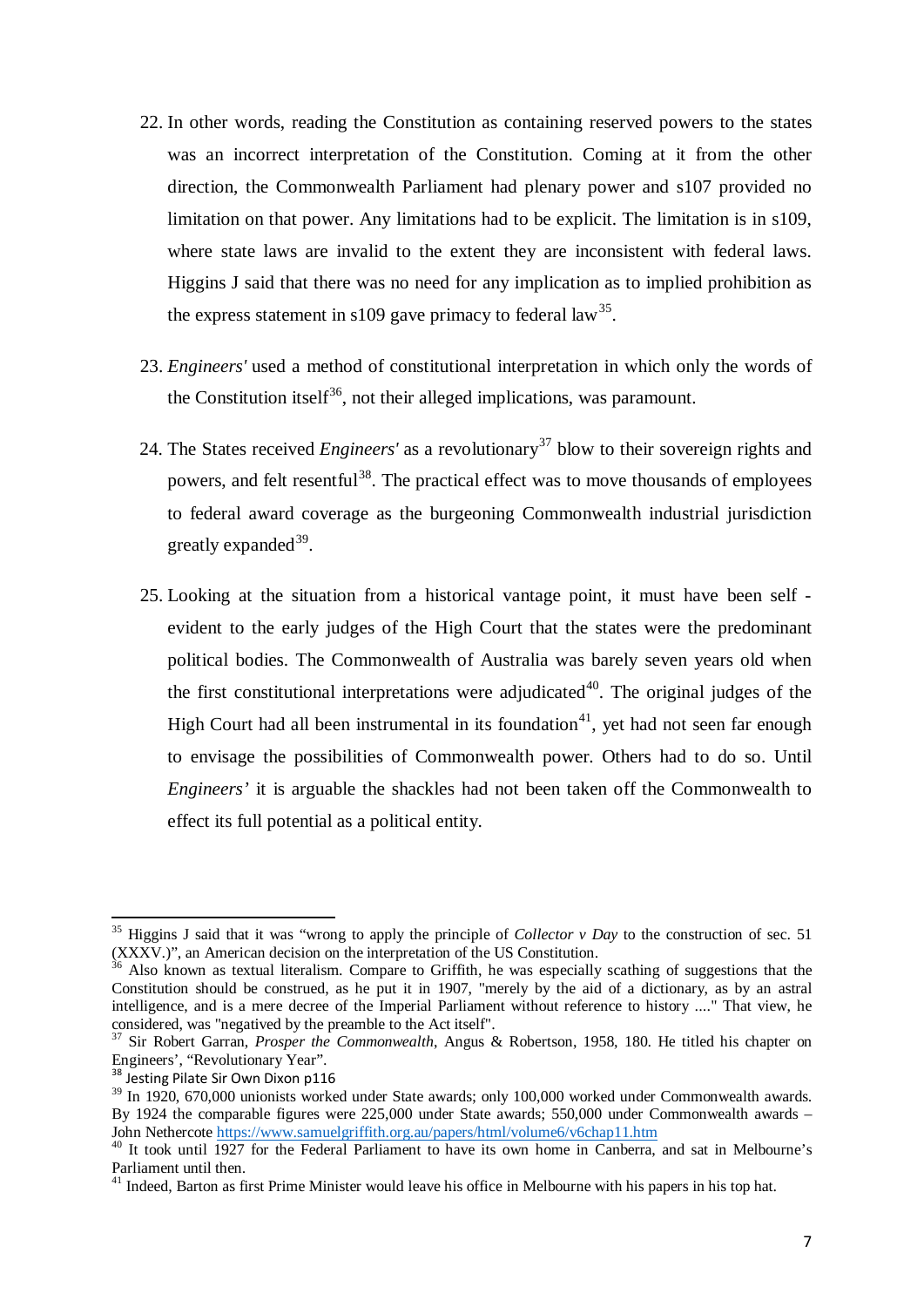22. In other words, reading the Constitution as containing reserved powers to the states was an incorrect interpretation of the Constitution. Coming at it from the other direction, the Commonwealth Parliament had plenary power and s107 provided no limitation on that power. Any limitations had to be explicit. The limitation is in s109, where state laws are invalid to the extent they are inconsistent with federal laws. Higgins J said that there was no need for any implication as to implied prohibition as the express statement in s109 gave primacy to federal law[35].

23. *Engineers'* used a method of constitutional interpretation in which only the words of the Constitution itself[36], not their alleged implications, was paramount.

24. The States received *Engineers'* as a revolutionary[37] blow to their sovereign rights and powers, and felt resentful[38]. The practical effect was to move thousands of employees to federal award coverage as the burgeoning Commonwealth industrial jurisdiction greatly expanded[39].

25. Looking at the situation from a historical vantage point, it must have been self - evident to the early judges of the High Court that the states were the predominant political bodies. The Commonwealth of Australia was barely seven years old when the first constitutional interpretations were adjudicated[40]. The original judges of the High Court had all been instrumental in its foundation[41], yet had not seen far enough to envisage the possibilities of Commonwealth power. Others had to do so. Until *Engineers'* it is arguable the shackles had not been taken off the Commonwealth to effect its full potential as a political entity.

---

[35] Higgins J said that it was "wrong to apply the principle of *Collector v Day* to the construction of sec. 51 (XXXV.)", an American decision on the interpretation of the US Constitution.

[36] Also known as textual literalism. Compare to Griffith, he was especially scathing of suggestions that the Constitution should be construed, as he put it in 1907, "merely by the aid of a dictionary, as by an astral intelligence, and is a mere decree of the Imperial Parliament without reference to history ...." That view, he considered, was "negatived by the preamble to the Act itself".

[37] Sir Robert Garran, *Prosper the Commonwealth*, Angus & Robertson, 1958, 180. He titled his chapter on Engineers', "Revolutionary Year".

[38] Jesting Pilate Sir Own Dixon p116

[39] In 1920, 670,000 unionists worked under State awards; only 100,000 worked under Commonwealth awards. By 1924 the comparable figures were 225,000 under State awards; 550,000 under Commonwealth awards – John Nethercote https://www.samuelgriffith.org.au/papers/html/volume6/v6chap11.htm

[40] It took until 1927 for the Federal Parliament to have its own home in Canberra, and sat in Melbourne's Parliament until then.

[41] Indeed, Barton as first Prime Minister would leave his office in Melbourne with his papers in his top hat.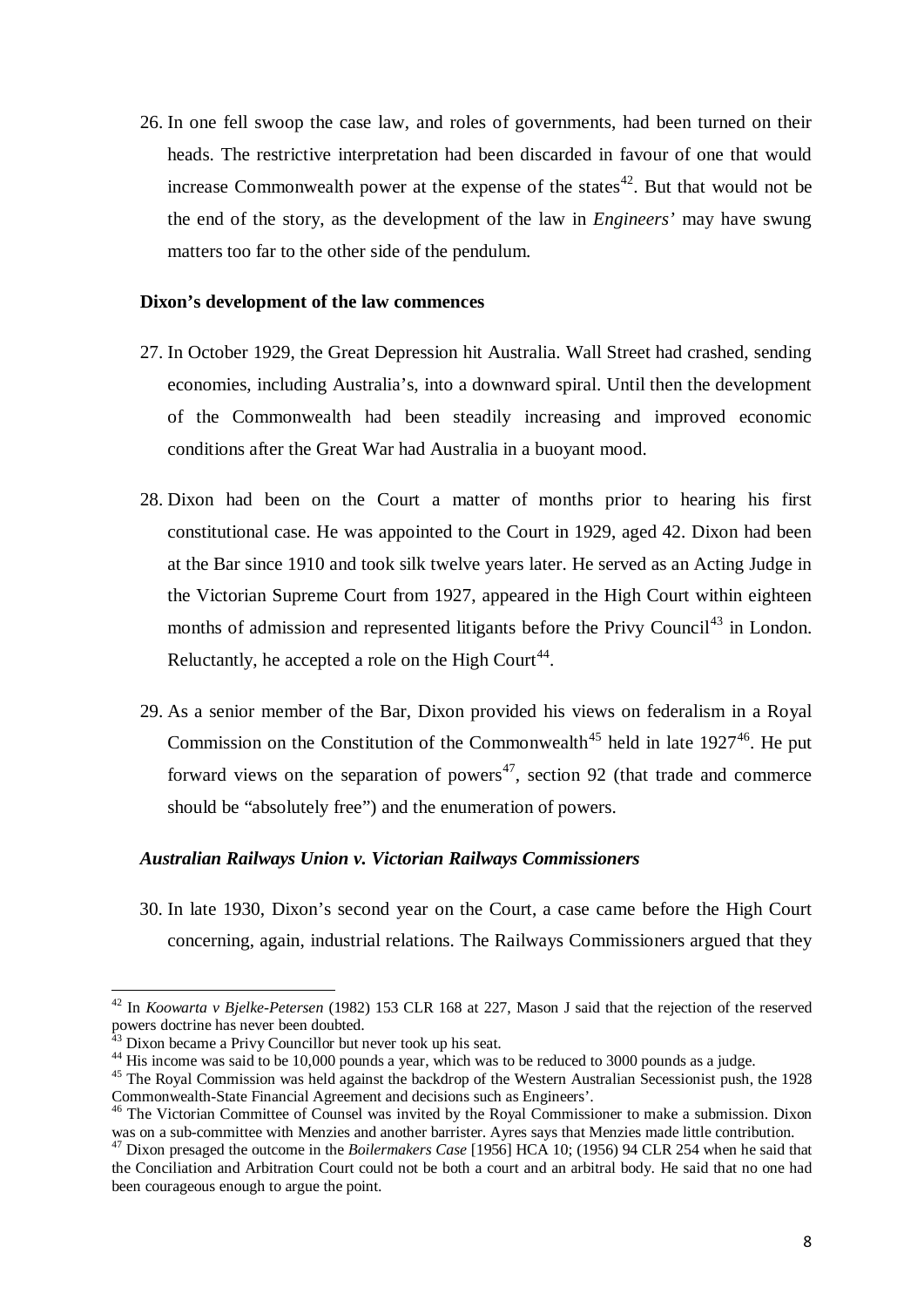26. In one fell swoop the case law, and roles of governments, had been turned on their heads. The restrictive interpretation had been discarded in favour of one that would increase Commonwealth power at the expense of the states[42]. But that would not be the end of the story, as the development of the law in *Engineers'* may have swung matters too far to the other side of the pendulum.

**Dixon's development of the law commences**

27. In October 1929, the Great Depression hit Australia. Wall Street had crashed, sending economies, including Australia's, into a downward spiral. Until then the development of the Commonwealth had been steadily increasing and improved economic conditions after the Great War had Australia in a buoyant mood.

28. Dixon had been on the Court a matter of months prior to hearing his first constitutional case. He was appointed to the Court in 1929, aged 42. Dixon had been at the Bar since 1910 and took silk twelve years later. He served as an Acting Judge in the Victorian Supreme Court from 1927, appeared in the High Court within eighteen months of admission and represented litigants before the Privy Council[43] in London. Reluctantly, he accepted a role on the High Court[44].

29. As a senior member of the Bar, Dixon provided his views on federalism in a Royal Commission on the Constitution of the Commonwealth[45] held in late 1927[46]. He put forward views on the separation of powers[47], section 92 (that trade and commerce should be "absolutely free") and the enumeration of powers.

***Australian Railways Union v. Victorian Railways Commissioners***

30. In late 1930, Dixon's second year on the Court, a case came before the High Court concerning, again, industrial relations. The Railways Commissioners argued that they

---

[42] In *Koowarta v Bjelke-Petersen* (1982) 153 CLR 168 at 227, Mason J said that the rejection of the reserved powers doctrine has never been doubted.

[43] Dixon became a Privy Councillor but never took up his seat.

[44] His income was said to be 10,000 pounds a year, which was to be reduced to 3000 pounds as a judge.

[45] The Royal Commission was held against the backdrop of the Western Australian Secessionist push, the 1928 Commonwealth-State Financial Agreement and decisions such as Engineers'.

[46] The Victorian Committee of Counsel was invited by the Royal Commissioner to make a submission. Dixon was on a sub-committee with Menzies and another barrister. Ayres says that Menzies made little contribution.

[47] Dixon presaged the outcome in the *Boilermakers Case* [1956] HCA 10; (1956) 94 CLR 254 when he said that the Conciliation and Arbitration Court could not be both a court and an arbitral body. He said that no one had been courageous enough to argue the point.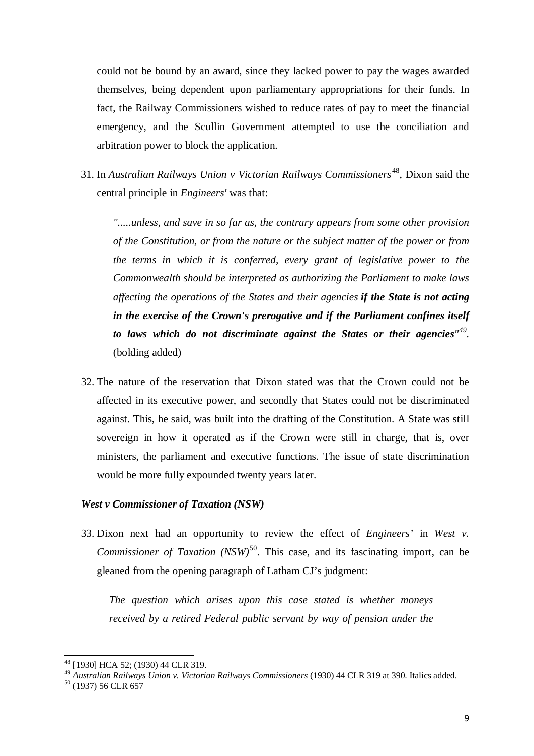could not be bound by an award, since they lacked power to pay the wages awarded themselves, being dependent upon parliamentary appropriations for their funds. In fact, the Railway Commissioners wished to reduce rates of pay to meet the financial emergency, and the Scullin Government attempted to use the conciliation and arbitration power to block the application.

31. In *Australian Railways Union v Victorian Railways Commissioners*[48], Dixon said the central principle in *Engineers'* was that:

    *".....unless, and save in so far as, the contrary appears from some other provision of the Constitution, or from the nature or the subject matter of the power or from the terms in which it is conferred, every grant of legislative power to the Commonwealth should be interpreted as authorizing the Parliament to make laws affecting the operations of the States and their agencies* ***if the State is not acting in the exercise of the Crown's prerogative and if the Parliament confines itself to laws which do not discriminate against the States or their agencies****"*[49]. (bolding added)

32. The nature of the reservation that Dixon stated was that the Crown could not be affected in its executive power, and secondly that States could not be discriminated against. This, he said, was built into the drafting of the Constitution. A State was still sovereign in how it operated as if the Crown were still in charge, that is, over ministers, the parliament and executive functions. The issue of state discrimination would be more fully expounded twenty years later.

### *West v Commissioner of Taxation (NSW)*

33. Dixon next had an opportunity to review the effect of *Engineers'* in *West v. Commissioner of Taxation (NSW)*[50]. This case, and its fascinating import, can be gleaned from the opening paragraph of Latham CJ's judgment:

    *The question which arises upon this case stated is whether moneys received by a retired Federal public servant by way of pension under the*

---

[48] [1930] HCA 52; (1930) 44 CLR 319.

[49] *Australian Railways Union v. Victorian Railways Commissioners* (1930) 44 CLR 319 at 390. Italics added.

[50] (1937) 56 CLR 657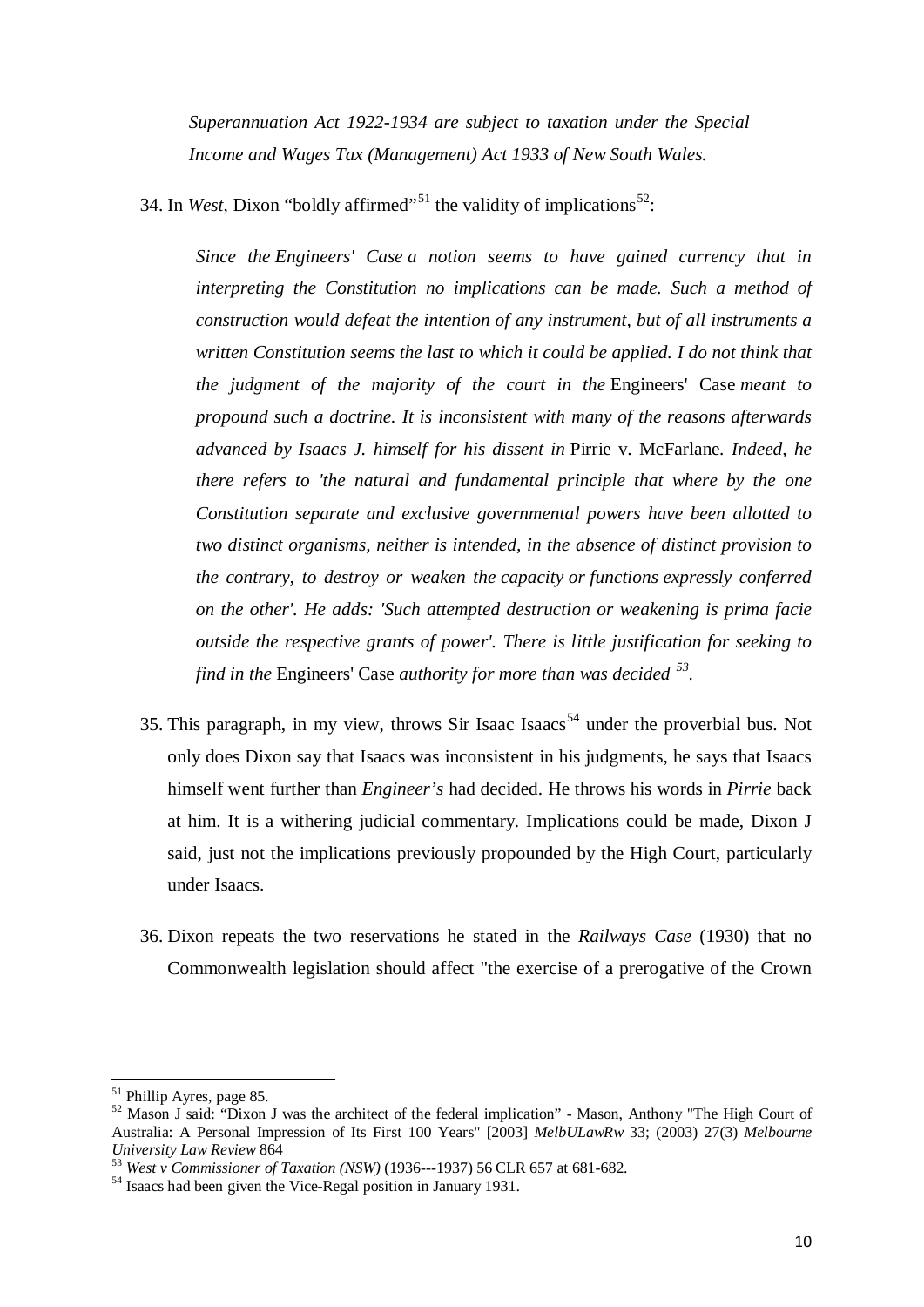*Superannuation Act 1922-1934 are subject to taxation under the Special Income and Wages Tax (Management) Act 1933 of New South Wales.*

34. In *West*, Dixon "boldly affirmed"[51] the validity of implications[52]:

> *Since the Engineers' Case a notion seems to have gained currency that in interpreting the Constitution no implications can be made. Such a method of construction would defeat the intention of any instrument, but of all instruments a written Constitution seems the last to which it could be applied. I do not think that the judgment of the majority of the court in the* Engineers' Case *meant to propound such a doctrine. It is inconsistent with many of the reasons afterwards advanced by Isaacs J. himself for his dissent in* Pirrie v. McFarlane*. Indeed, he there refers to 'the natural and fundamental principle that where by the one Constitution separate and exclusive governmental powers have been allotted to two distinct organisms, neither is intended, in the absence of distinct provision to the contrary, to destroy or weaken the capacity or functions expressly conferred on the other'. He adds: 'Such attempted destruction or weakening is prima facie outside the respective grants of power'. There is little justification for seeking to find in the* Engineers' Case *authority for more than was decided* [53].

35. This paragraph, in my view, throws Sir Isaac Isaacs[54] under the proverbial bus. Not only does Dixon say that Isaacs was inconsistent in his judgments, he says that Isaacs himself went further than *Engineer's* had decided. He throws his words in *Pirrie* back at him. It is a withering judicial commentary. Implications could be made, Dixon J said, just not the implications previously propounded by the High Court, particularly under Isaacs.

36. Dixon repeats the two reservations he stated in the *Railways Case* (1930) that no Commonwealth legislation should affect "the exercise of a prerogative of the Crown

---

[51] Phillip Ayres, page 85.

[52] Mason J said: "Dixon J was the architect of the federal implication" - Mason, Anthony "The High Court of Australia: A Personal Impression of Its First 100 Years" [2003] *MelbULawRw* 33; (2003) 27(3) *Melbourne University Law Review* 864

[53] *West v Commissioner of Taxation (NSW)* (1936---1937) 56 CLR 657 at 681-682.

[54] Isaacs had been given the Vice-Regal position in January 1931.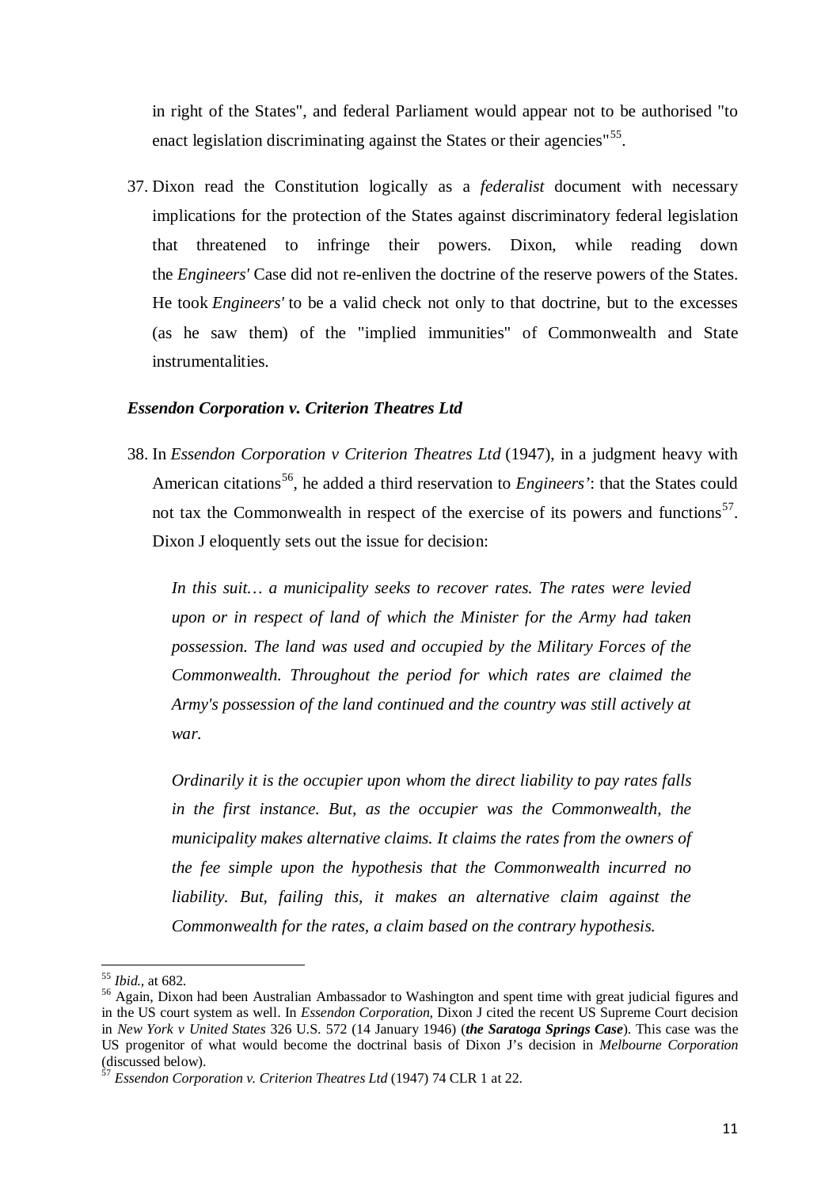in right of the States", and federal Parliament would appear not to be authorised "to enact legislation discriminating against the States or their agencies"[55].

37. Dixon read the Constitution logically as a *federalist* document with necessary implications for the protection of the States against discriminatory federal legislation that threatened to infringe their powers. Dixon, while reading down the *Engineers'* Case did not re-enliven the doctrine of the reserve powers of the States. He took *Engineers'* to be a valid check not only to that doctrine, but to the excesses (as he saw them) of the "implied immunities" of Commonwealth and State instrumentalities.

### *Essendon Corporation v. Criterion Theatres Ltd*

38. In *Essendon Corporation v Criterion Theatres Ltd* (1947), in a judgment heavy with American citations[56], he added a third reservation to *Engineers'*: that the States could not tax the Commonwealth in respect of the exercise of its powers and functions[57]. Dixon J eloquently sets out the issue for decision:

> *In this suit… a municipality seeks to recover rates. The rates were levied upon or in respect of land of which the Minister for the Army had taken possession. The land was used and occupied by the Military Forces of the Commonwealth. Throughout the period for which rates are claimed the Army's possession of the land continued and the country was still actively at war.*
>
> *Ordinarily it is the occupier upon whom the direct liability to pay rates falls in the first instance. But, as the occupier was the Commonwealth, the municipality makes alternative claims. It claims the rates from the owners of the fee simple upon the hypothesis that the Commonwealth incurred no liability. But, failing this, it makes an alternative claim against the Commonwealth for the rates, a claim based on the contrary hypothesis.*

---

[55] *Ibid.*, at 682.

[56] Again, Dixon had been Australian Ambassador to Washington and spent time with great judicial figures and in the US court system as well. In *Essendon Corporation*, Dixon J cited the recent US Supreme Court decision in *New York v United States* 326 U.S. 572 (14 January 1946) (***the Saratoga Springs Case***). This case was the US progenitor of what would become the doctrinal basis of Dixon J's decision in *Melbourne Corporation* (discussed below).

[57] *Essendon Corporation v. Criterion Theatres Ltd* (1947) 74 CLR 1 at 22.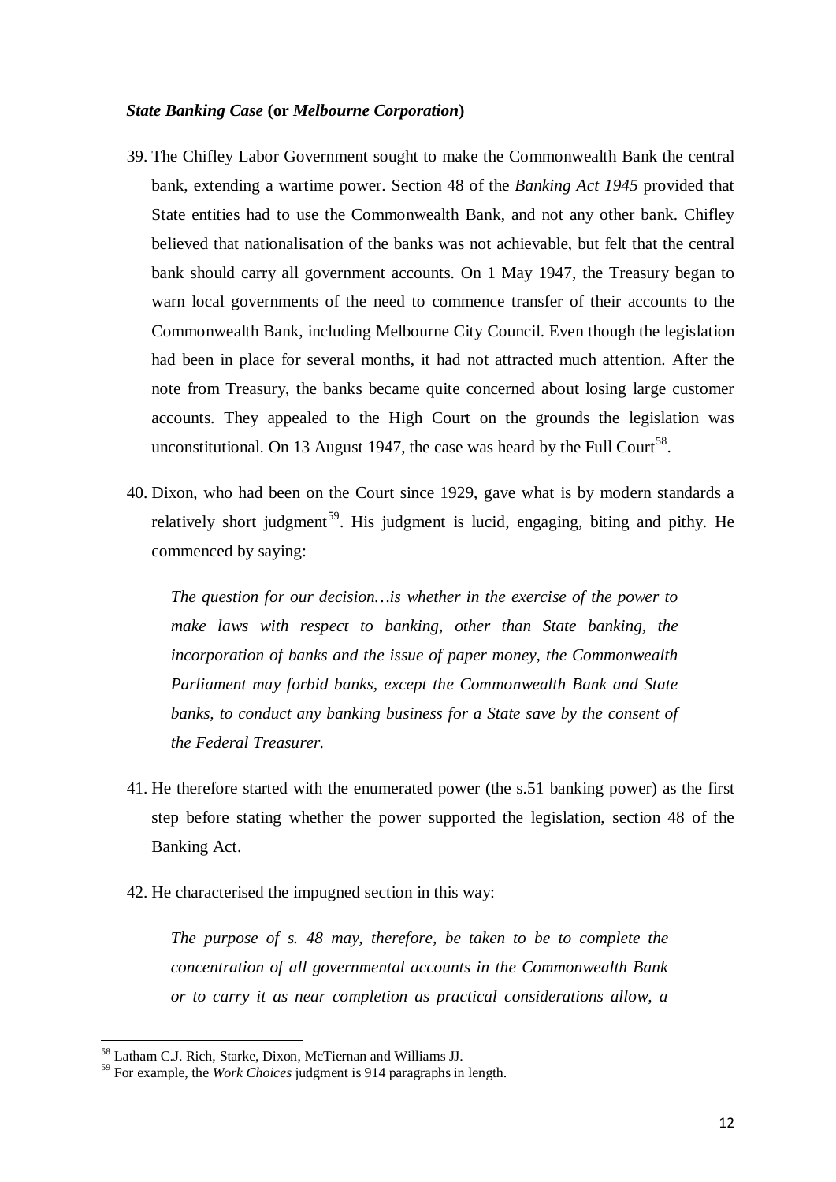***State Banking Case* (or *Melbourne Corporation*)**

39. The Chifley Labor Government sought to make the Commonwealth Bank the central bank, extending a wartime power. Section 48 of the *Banking Act 1945* provided that State entities had to use the Commonwealth Bank, and not any other bank. Chifley believed that nationalisation of the banks was not achievable, but felt that the central bank should carry all government accounts. On 1 May 1947, the Treasury began to warn local governments of the need to commence transfer of their accounts to the Commonwealth Bank, including Melbourne City Council. Even though the legislation had been in place for several months, it had not attracted much attention. After the note from Treasury, the banks became quite concerned about losing large customer accounts. They appealed to the High Court on the grounds the legislation was unconstitutional. On 13 August 1947, the case was heard by the Full Court[58].

40. Dixon, who had been on the Court since 1929, gave what is by modern standards a relatively short judgment[59]. His judgment is lucid, engaging, biting and pithy. He commenced by saying:

    *The question for our decision…is whether in the exercise of the power to make laws with respect to banking, other than State banking, the incorporation of banks and the issue of paper money, the Commonwealth Parliament may forbid banks, except the Commonwealth Bank and State banks, to conduct any banking business for a State save by the consent of the Federal Treasurer.*

41. He therefore started with the enumerated power (the s.51 banking power) as the first step before stating whether the power supported the legislation, section 48 of the Banking Act.

42. He characterised the impugned section in this way:

    *The purpose of s. 48 may, therefore, be taken to be to complete the concentration of all governmental accounts in the Commonwealth Bank or to carry it as near completion as practical considerations allow, a*

---

[58] Latham C.J. Rich, Starke, Dixon, McTiernan and Williams JJ.

[59] For example, the *Work Choices* judgment is 914 paragraphs in length.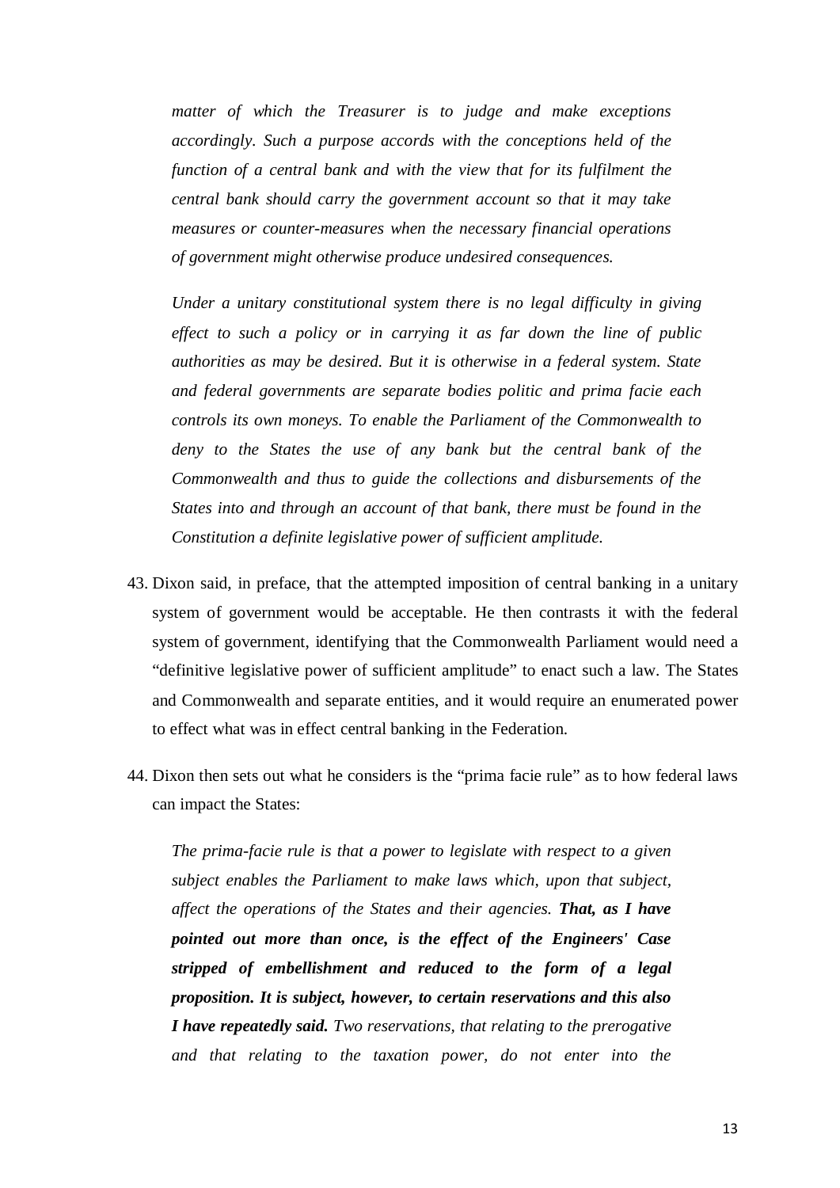*matter of which the Treasurer is to judge and make exceptions accordingly. Such a purpose accords with the conceptions held of the function of a central bank and with the view that for its fulfilment the central bank should carry the government account so that it may take measures or counter-measures when the necessary financial operations of government might otherwise produce undesired consequences.*

*Under a unitary constitutional system there is no legal difficulty in giving effect to such a policy or in carrying it as far down the line of public authorities as may be desired. But it is otherwise in a federal system. State and federal governments are separate bodies politic and prima facie each controls its own moneys. To enable the Parliament of the Commonwealth to deny to the States the use of any bank but the central bank of the Commonwealth and thus to guide the collections and disbursements of the States into and through an account of that bank, there must be found in the Constitution a definite legislative power of sufficient amplitude.*

43. Dixon said, in preface, that the attempted imposition of central banking in a unitary system of government would be acceptable. He then contrasts it with the federal system of government, identifying that the Commonwealth Parliament would need a "definitive legislative power of sufficient amplitude" to enact such a law. The States and Commonwealth and separate entities, and it would require an enumerated power to effect what was in effect central banking in the Federation.

44. Dixon then sets out what he considers is the "prima facie rule" as to how federal laws can impact the States:

*The prima-facie rule is that a power to legislate with respect to a given subject enables the Parliament to make laws which, upon that subject, affect the operations of the States and their agencies.* ***That, as I have pointed out more than once, is the effect of the Engineers' Case stripped of embellishment and reduced to the form of a legal proposition. It is subject, however, to certain reservations and this also I have repeatedly said.*** *Two reservations, that relating to the prerogative and that relating to the taxation power, do not enter into the*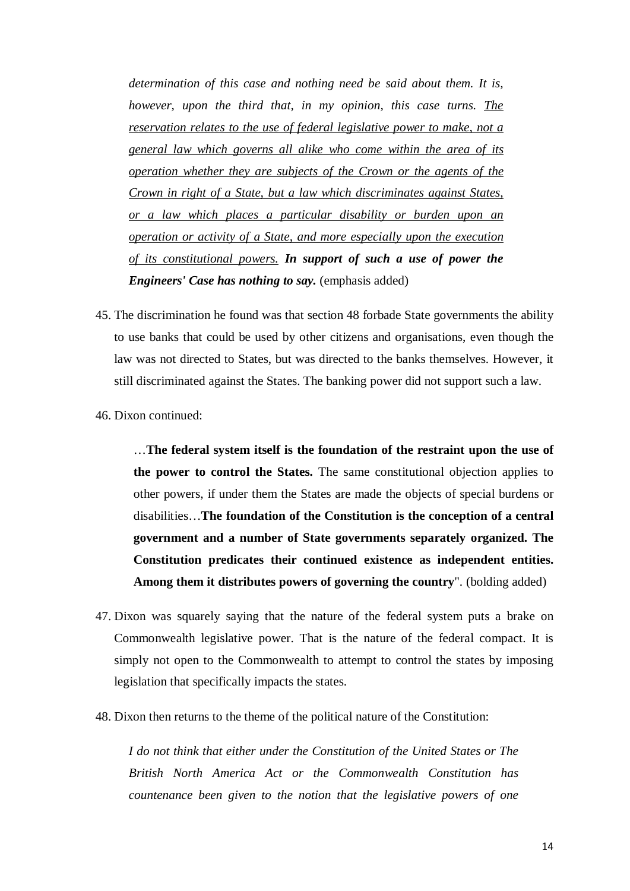*determination of this case and nothing need be said about them. It is, however, upon the third that, in my opinion, this case turns. <u>The reservation relates to the use of federal legislative power to make, not a general law which governs all alike who come within the area of its operation whether they are subjects of the Crown or the agents of the Crown in right of a State, but a law which discriminates against States, or a law which places a particular disability or burden upon an operation or activity of a State, and more especially upon the execution of its constitutional powers.</u>* ***In support of such a use of power the Engineers' Case has nothing to say.*** (emphasis added)

45. The discrimination he found was that section 48 forbade State governments the ability to use banks that could be used by other citizens and organisations, even though the law was not directed to States, but was directed to the banks themselves. However, it still discriminated against the States. The banking power did not support such a law.

46. Dixon continued:

> …**The federal system itself is the foundation of the restraint upon the use of the power to control the States.** The same constitutional objection applies to other powers, if under them the States are made the objects of special burdens or disabilities…**The foundation of the Constitution is the conception of a central government and a number of State governments separately organized. The Constitution predicates their continued existence as independent entities. Among them it distributes powers of governing the country**". (bolding added)

47. Dixon was squarely saying that the nature of the federal system puts a brake on Commonwealth legislative power. That is the nature of the federal compact. It is simply not open to the Commonwealth to attempt to control the states by imposing legislation that specifically impacts the states.

48. Dixon then returns to the theme of the political nature of the Constitution:

> *I do not think that either under the Constitution of the United States or The British North America Act or the Commonwealth Constitution has countenance been given to the notion that the legislative powers of one*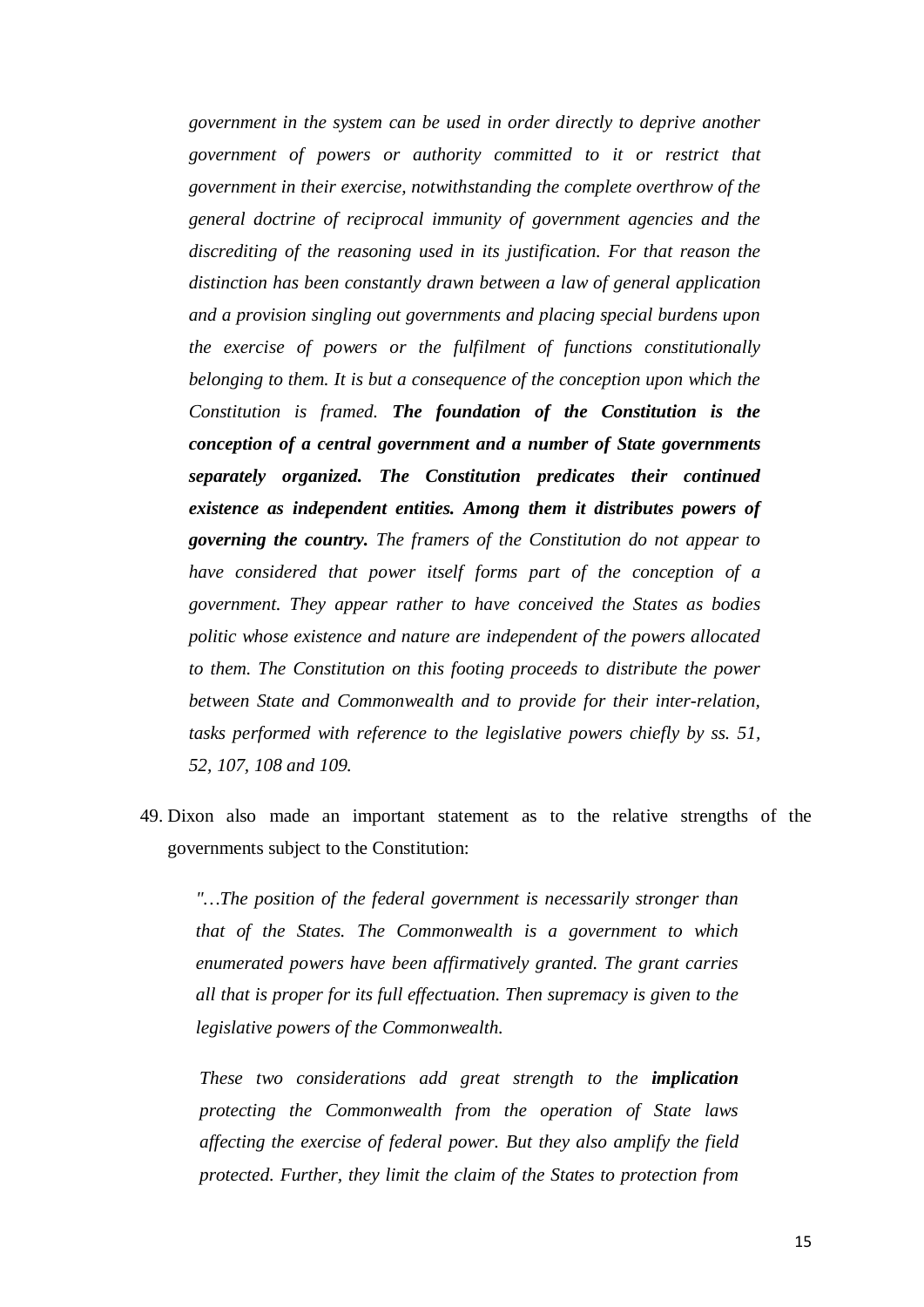> *government in the system can be used in order directly to deprive another government of powers or authority committed to it or restrict that government in their exercise, notwithstanding the complete overthrow of the general doctrine of reciprocal immunity of government agencies and the discrediting of the reasoning used in its justification. For that reason the distinction has been constantly drawn between a law of general application and a provision singling out governments and placing special burdens upon the exercise of powers or the fulfilment of functions constitutionally belonging to them. It is but a consequence of the conception upon which the Constitution is framed.* ***The foundation of the Constitution is the conception of a central government and a number of State governments separately organized. The Constitution predicates their continued existence as independent entities. Among them it distributes powers of governing the country.*** *The framers of the Constitution do not appear to have considered that power itself forms part of the conception of a government. They appear rather to have conceived the States as bodies politic whose existence and nature are independent of the powers allocated to them. The Constitution on this footing proceeds to distribute the power between State and Commonwealth and to provide for their inter-relation, tasks performed with reference to the legislative powers chiefly by ss. 51, 52, 107, 108 and 109.*

49. Dixon also made an important statement as to the relative strengths of the governments subject to the Constitution:

> *"…The position of the federal government is necessarily stronger than that of the States. The Commonwealth is a government to which enumerated powers have been affirmatively granted. The grant carries all that is proper for its full effectuation. Then supremacy is given to the legislative powers of the Commonwealth.*
>
> *These two considerations add great strength to the* ***implication*** *protecting the Commonwealth from the operation of State laws affecting the exercise of federal power. But they also amplify the field protected. Further, they limit the claim of the States to protection from*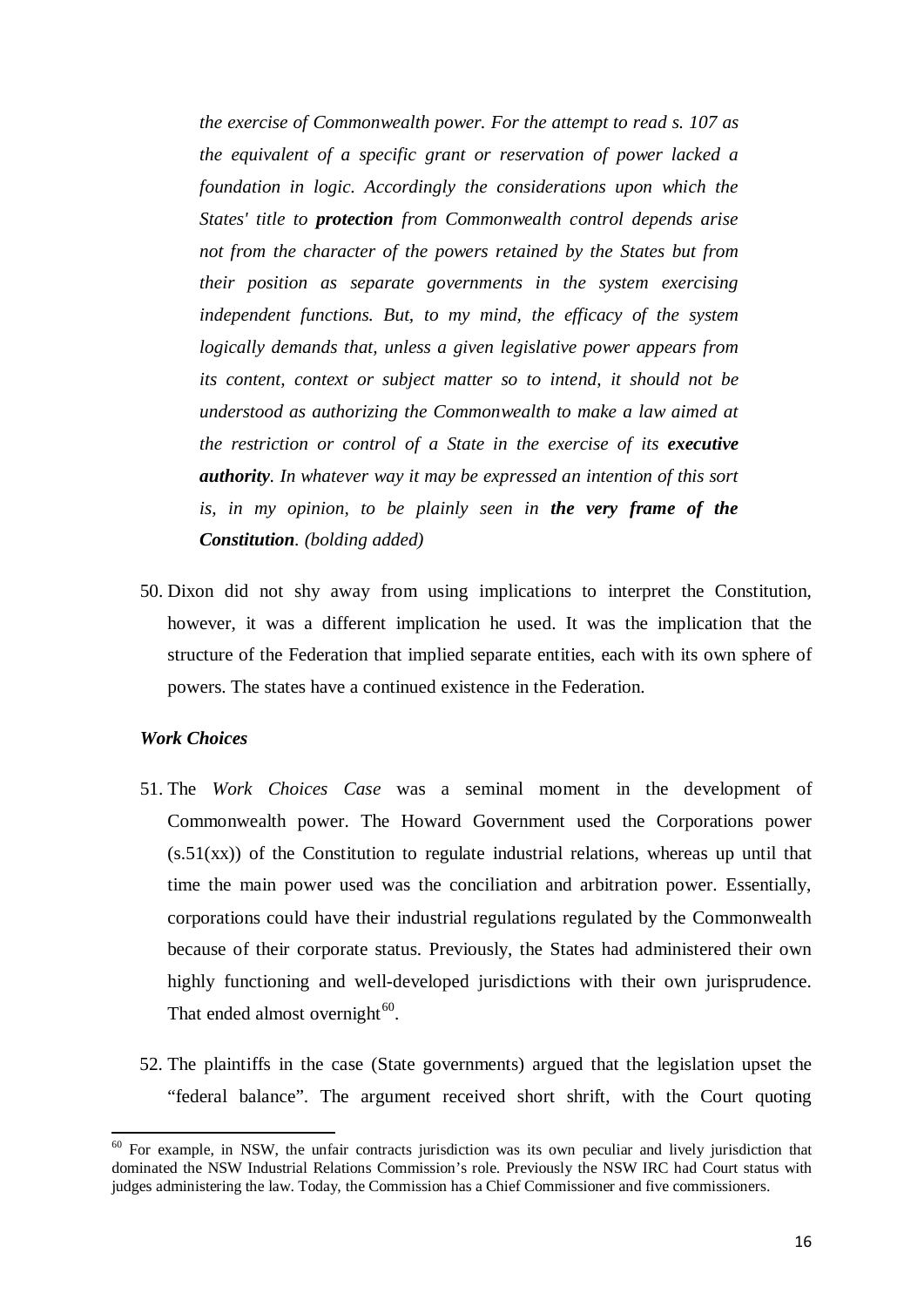> *the exercise of Commonwealth power. For the attempt to read s. 107 as the equivalent of a specific grant or reservation of power lacked a foundation in logic. Accordingly the considerations upon which the States' title to* ***protection*** *from Commonwealth control depends arise not from the character of the powers retained by the States but from their position as separate governments in the system exercising independent functions. But, to my mind, the efficacy of the system logically demands that, unless a given legislative power appears from its content, context or subject matter so to intend, it should not be understood as authorizing the Commonwealth to make a law aimed at the restriction or control of a State in the exercise of its* ***executive authority****. In whatever way it may be expressed an intention of this sort is, in my opinion, to be plainly seen in* ***the very frame of the Constitution****. (bolding added)*

50. Dixon did not shy away from using implications to interpret the Constitution, however, it was a different implication he used. It was the implication that the structure of the Federation that implied separate entities, each with its own sphere of powers. The states have a continued existence in the Federation.

***Work Choices***

51. The *Work Choices Case* was a seminal moment in the development of Commonwealth power. The Howard Government used the Corporations power (s.51(xx)) of the Constitution to regulate industrial relations, whereas up until that time the main power used was the conciliation and arbitration power. Essentially, corporations could have their industrial regulations regulated by the Commonwealth because of their corporate status. Previously, the States had administered their own highly functioning and well-developed jurisdictions with their own jurisprudence. That ended almost overnight[60].

52. The plaintiffs in the case (State governments) argued that the legislation upset the "federal balance". The argument received short shrift, with the Court quoting

[60] For example, in NSW, the unfair contracts jurisdiction was its own peculiar and lively jurisdiction that dominated the NSW Industrial Relations Commission's role. Previously the NSW IRC had Court status with judges administering the law. Today, the Commission has a Chief Commissioner and five commissioners.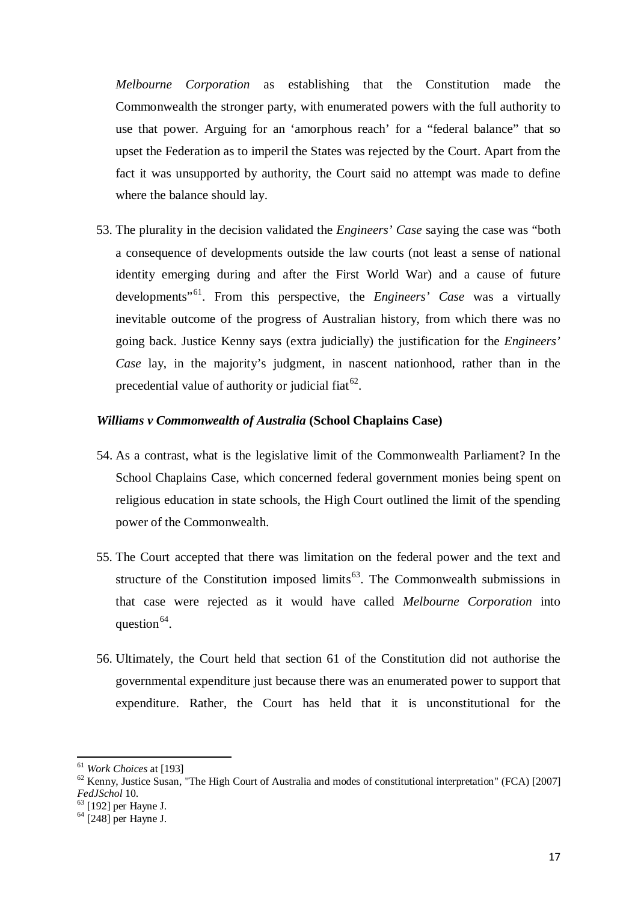*Melbourne Corporation* as establishing that the Constitution made the Commonwealth the stronger party, with enumerated powers with the full authority to use that power. Arguing for an 'amorphous reach' for a "federal balance" that so upset the Federation as to imperil the States was rejected by the Court. Apart from the fact it was unsupported by authority, the Court said no attempt was made to define where the balance should lay.

53. The plurality in the decision validated the *Engineers' Case* saying the case was "both a consequence of developments outside the law courts (not least a sense of national identity emerging during and after the First World War) and a cause of future developments"[61]. From this perspective, the *Engineers' Case* was a virtually inevitable outcome of the progress of Australian history, from which there was no going back. Justice Kenny says (extra judicially) the justification for the *Engineers' Case* lay, in the majority's judgment, in nascent nationhood, rather than in the precedential value of authority or judicial fiat[62].

### *Williams v Commonwealth of Australia* (School Chaplains Case)

54. As a contrast, what is the legislative limit of the Commonwealth Parliament? In the School Chaplains Case, which concerned federal government monies being spent on religious education in state schools, the High Court outlined the limit of the spending power of the Commonwealth.

55. The Court accepted that there was limitation on the federal power and the text and structure of the Constitution imposed limits[63]. The Commonwealth submissions in that case were rejected as it would have called *Melbourne Corporation* into question[64].

56. Ultimately, the Court held that section 61 of the Constitution did not authorise the governmental expenditure just because there was an enumerated power to support that expenditure. Rather, the Court has held that it is unconstitutional for the

---

[61] *Work Choices* at [193]

[62] Kenny, Justice Susan, "The High Court of Australia and modes of constitutional interpretation" (FCA) [2007] *FedJSchol* 10.

[63] [192] per Hayne J.

[64] [248] per Hayne J.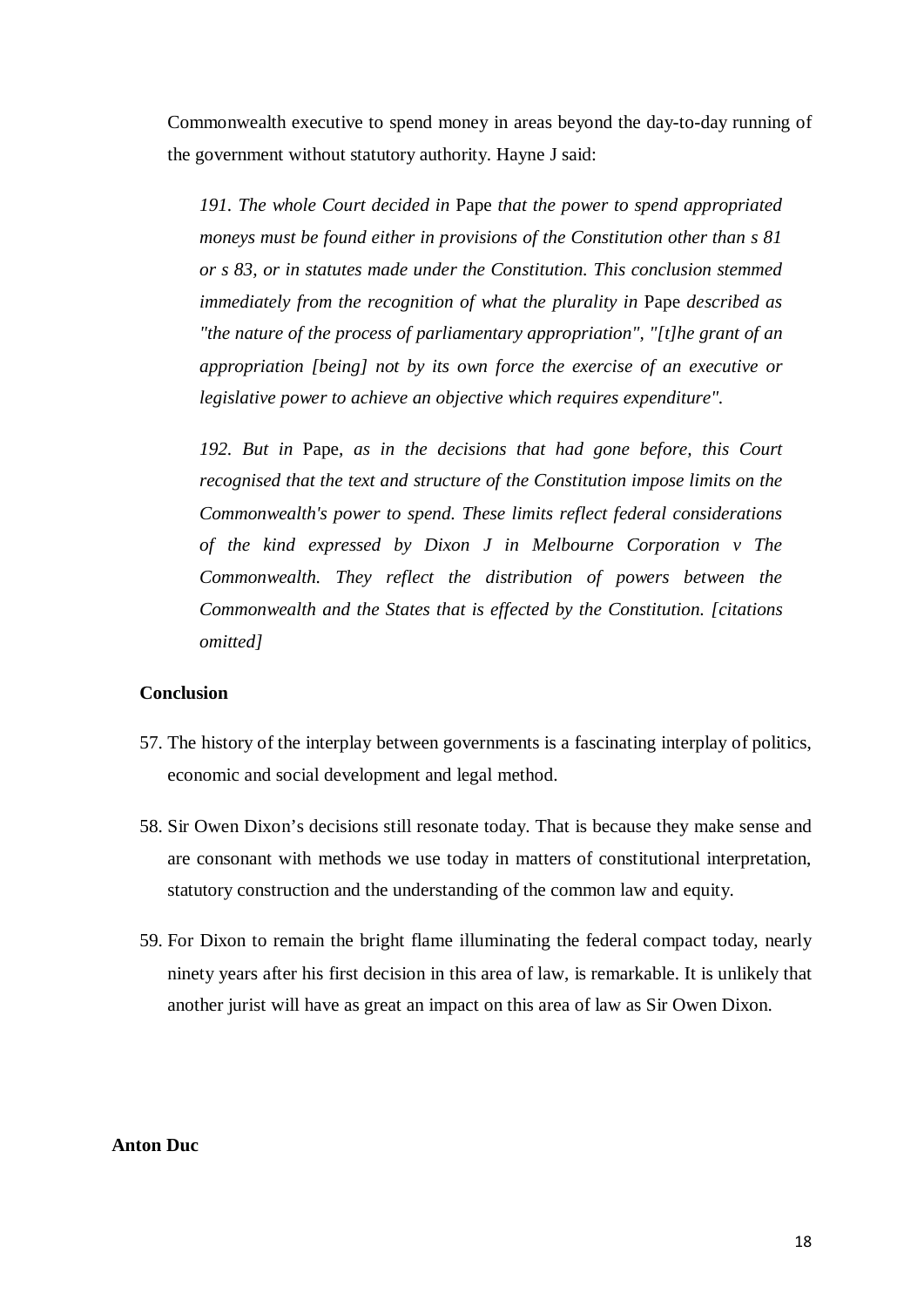Commonwealth executive to spend money in areas beyond the day-to-day running of the government without statutory authority. Hayne J said:

> *191. The whole Court decided in* Pape *that the power to spend appropriated moneys must be found either in provisions of the Constitution other than s 81 or s 83, or in statutes made under the Constitution. This conclusion stemmed immediately from the recognition of what the plurality in* Pape *described as "the nature of the process of parliamentary appropriation", "[t]he grant of an appropriation [being] not by its own force the exercise of an executive or legislative power to achieve an objective which requires expenditure".*
>
> *192. But in* Pape*, as in the decisions that had gone before, this Court recognised that the text and structure of the Constitution impose limits on the Commonwealth's power to spend. These limits reflect federal considerations of the kind expressed by Dixon J in Melbourne Corporation v The Commonwealth. They reflect the distribution of powers between the Commonwealth and the States that is effected by the Constitution. [citations omitted]*

**Conclusion**

57. The history of the interplay between governments is a fascinating interplay of politics, economic and social development and legal method.

58. Sir Owen Dixon's decisions still resonate today. That is because they make sense and are consonant with methods we use today in matters of constitutional interpretation, statutory construction and the understanding of the common law and equity.

59. For Dixon to remain the bright flame illuminating the federal compact today, nearly ninety years after his first decision in this area of law, is remarkable. It is unlikely that another jurist will have as great an impact on this area of law as Sir Owen Dixon.

**Anton Duc**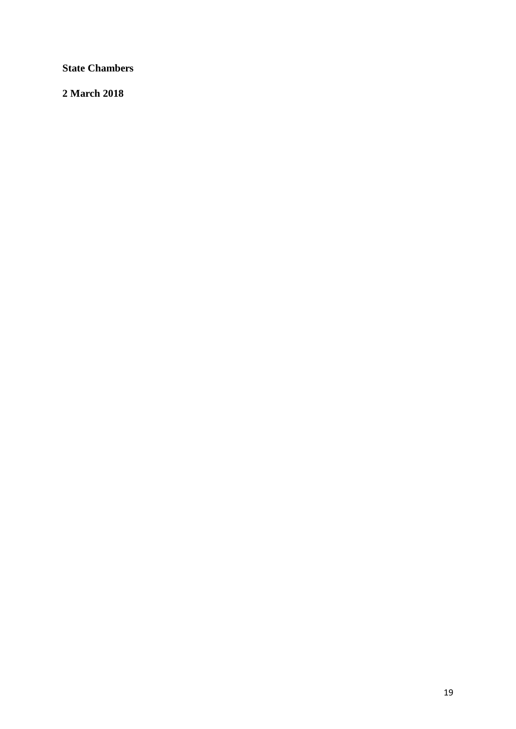**State Chambers**

**2 March 2018**